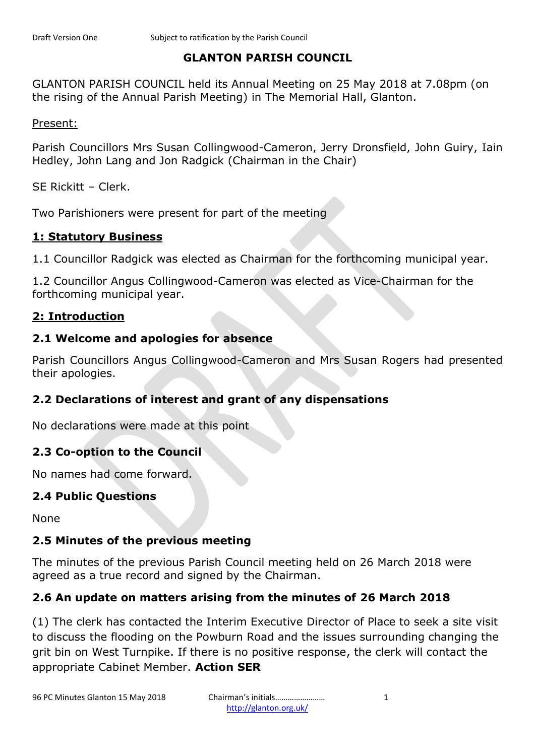# GLANTON PARISH COUNCIL

GLANTON PARISH COUNCIL held its Annual Meeting on 25 May 2018 at 7.08pm (on the rising of the Annual Parish Meeting) in The Memorial Hall, Glanton.

Present:

Parish Councillors Mrs Susan Collingwood-Cameron, Jerry Dronsfield, John Guiry, Iain Hedley, John Lang and Jon Radgick (Chairman in the Chair)

SE Rickitt – Clerk.

Two Parishioners were present for part of the meeting

## 1: Statutory Business

1.1 Councillor Radgick was elected as Chairman for the forthcoming municipal year.

1.2 Councillor Angus Collingwood-Cameron was elected as Vice-Chairman for the forthcoming municipal year.

## 2: Introduction

### 2.1 Welcome and apologies for absence

Parish Councillors Angus Collingwood-Cameron and Mrs Susan Rogers had presented their apologies.

### 2.2 Declarations of interest and grant of any dispensations

No declarations were made at this point

### 2.3 Co-option to the Council

No names had come forward.

### 2.4 Public Questions

None

### 2.5 Minutes of the previous meeting

The minutes of the previous Parish Council meeting held on 26 March 2018 were agreed as a true record and signed by the Chairman.

### 2.6 An update on matters arising from the minutes of 26 March 2018

(1) The clerk has contacted the Interim Executive Director of Place to seek a site visit to discuss the flooding on the Powburn Road and the issues surrounding changing the grit bin on West Turnpike. If there is no positive response, the clerk will contact the appropriate Cabinet Member. **Action SER**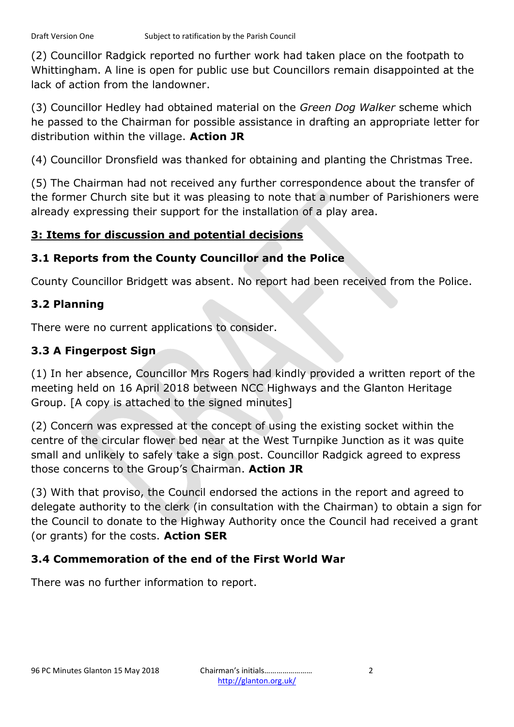(2) Councillor Radgick reported no further work had taken place on the footpath to Whittingham. A line is open for public use but Councillors remain disappointed at the lack of action from the landowner.

(3) Councillor Hedley had obtained material on the *Green Dog Walker* scheme which he passed to the Chairman for possible assistance in drafting an appropriate letter for distribution within the village. **Action JR**

(4) Councillor Dronsfield was thanked for obtaining and planting the Christmas Tree.

(5) The Chairman had not received any further correspondence about the transfer of the former Church site but it was pleasing to note that a number of Parishioners were already expressing their support for the installation of a play area.

## 3: Items for discussion and potential decisions

### 3.1 Reports from the County Councillor and the Police

County Councillor Bridgett was absent. No report had been received from the Police.

### 3.2 Planning

There were no current applications to consider.

### 3.3 A Fingerpost Sign

(1) In her absence, Councillor Mrs Rogers had kindly provided a written report of the meeting held on 16 April 2018 between NCC Highways and the Glanton Heritage Group. [A copy is attached to the signed minutes]

(2) Concern was expressed at the concept of using the existing socket within the centre of the circular flower bed near at the West Turnpike Junction as it was quite small and unlikely to safely take a sign post. Councillor Radgick agreed to express those concerns to the Group's Chairman. **Action JR**

(3) With that proviso, the Council endorsed the actions in the report and agreed to delegate authority to the clerk (in consultation with the Chairman) to obtain a sign for the Council to donate to the Highway Authority once the Council had received a grant (or grants) for the costs. **Action SER**

### 3.4 Commemoration of the end of the First World War

There was no further information to report.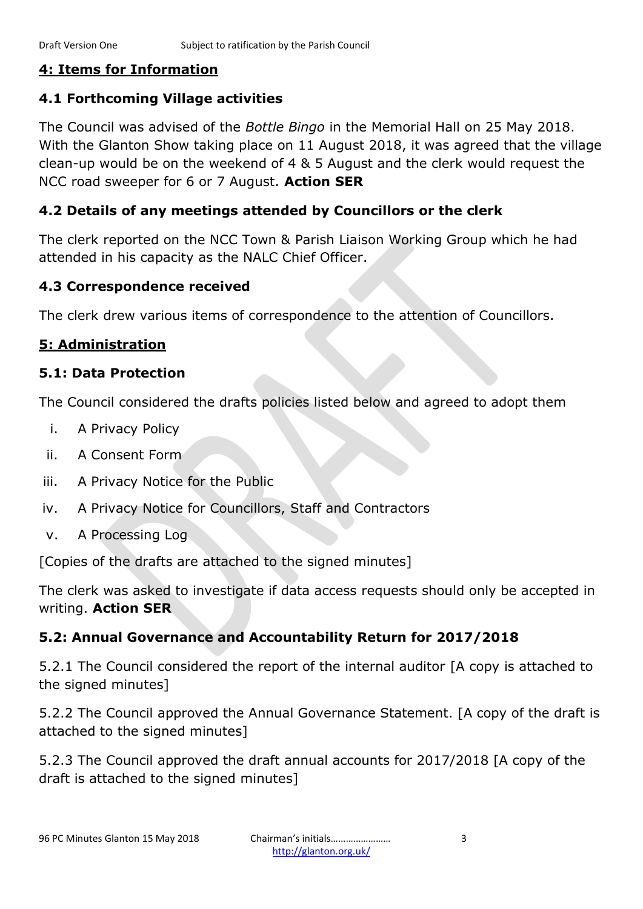## 4: Items for Information

### 4.1 Forthcoming Village activities

The Council was advised of the *Bottle Bingo* in the Memorial Hall on 25 May 2018. With the Glanton Show taking place on 11 August 2018, it was agreed that the village clean-up would be on the weekend of 4 & 5 August and the clerk would request the NCC road sweeper for 6 or 7 August. **Action SER**

### 4.2 Details of any meetings attended by Councillors or the clerk

The clerk reported on the NCC Town & Parish Liaison Working Group which he had attended in his capacity as the NALC Chief Officer.

### 4.3 Correspondence received

The clerk drew various items of correspondence to the attention of Councillors.

## 5: Administration

### 5.1: Data Protection

The Council considered the drafts policies listed below and agreed to adopt them

i. A Privacy Policy
ii. A Consent Form
iii. A Privacy Notice for the Public
iv. A Privacy Notice for Councillors, Staff and Contractors
v. A Processing Log

[Copies of the drafts are attached to the signed minutes]

The clerk was asked to investigate if data access requests should only be accepted in writing. **Action SER**

### 5.2: Annual Governance and Accountability Return for 2017/2018

5.2.1 The Council considered the report of the internal auditor [A copy is attached to the signed minutes]

5.2.2 The Council approved the Annual Governance Statement. [A copy of the draft is attached to the signed minutes]

5.2.3 The Council approved the draft annual accounts for 2017/2018 [A copy of the draft is attached to the signed minutes]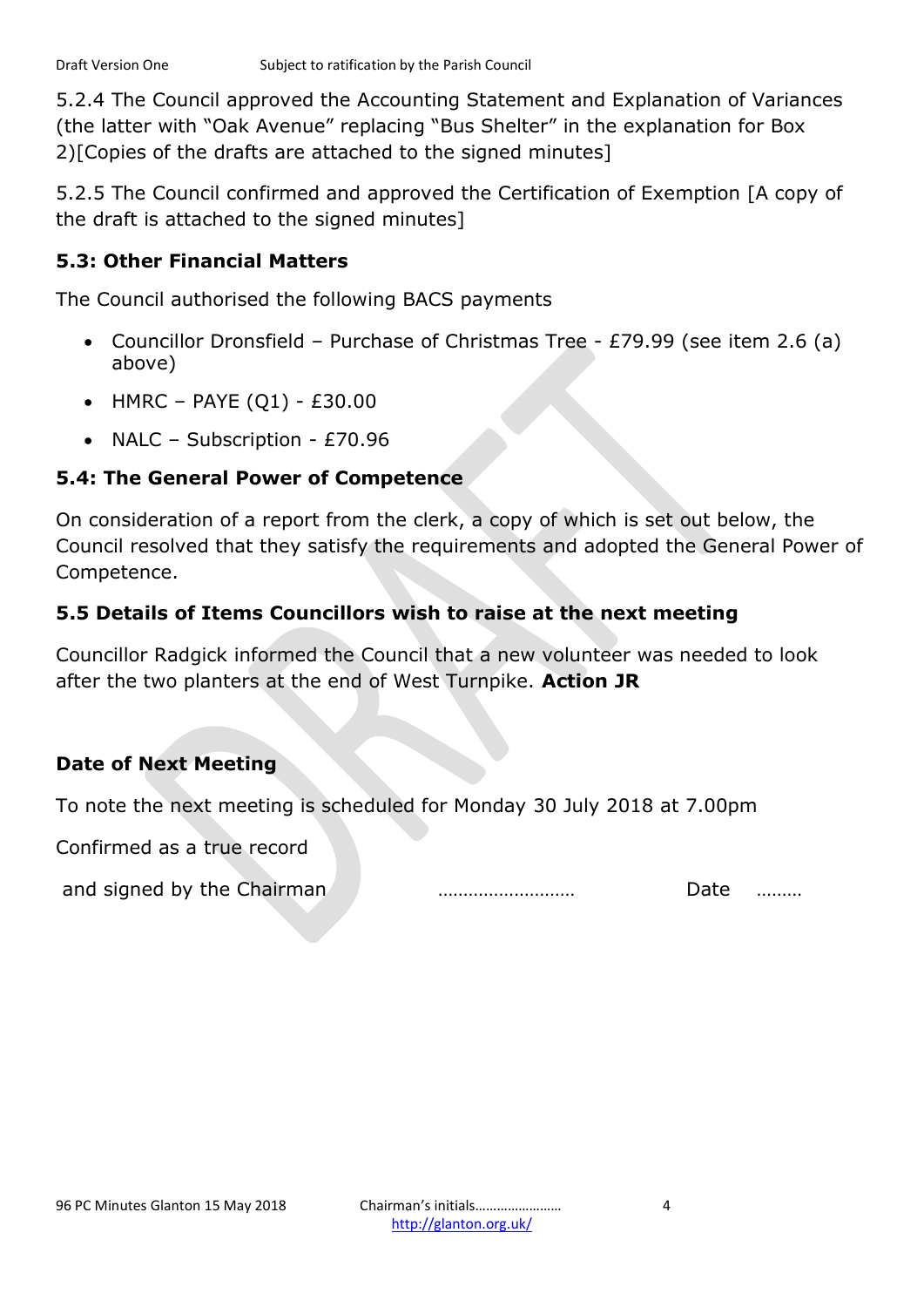5.2.4 The Council approved the Accounting Statement and Explanation of Variances (the latter with "Oak Avenue" replacing "Bus Shelter" in the explanation for Box 2)[Copies of the drafts are attached to the signed minutes]

5.2.5 The Council confirmed and approved the Certification of Exemption [A copy of the draft is attached to the signed minutes]

### 5.3: Other Financial Matters

The Council authorised the following BACS payments

- Councillor Dronsfield – Purchase of Christmas Tree - £79.99 (see item 2.6 (a) above)
- HMRC – PAYE (Q1) - £30.00
- NALC – Subscription - £70.96

### 5.4: The General Power of Competence

On consideration of a report from the clerk, a copy of which is set out below, the Council resolved that they satisfy the requirements and adopted the General Power of Competence.

### 5.5 Details of Items Councillors wish to raise at the next meeting

Councillor Radgick informed the Council that a new volunteer was needed to look after the two planters at the end of West Turnpike. **Action JR**

### Date of Next Meeting

To note the next meeting is scheduled for Monday 30 July 2018 at 7.00pm

Confirmed as a true record

and signed by the Chairman ……………………… Date ………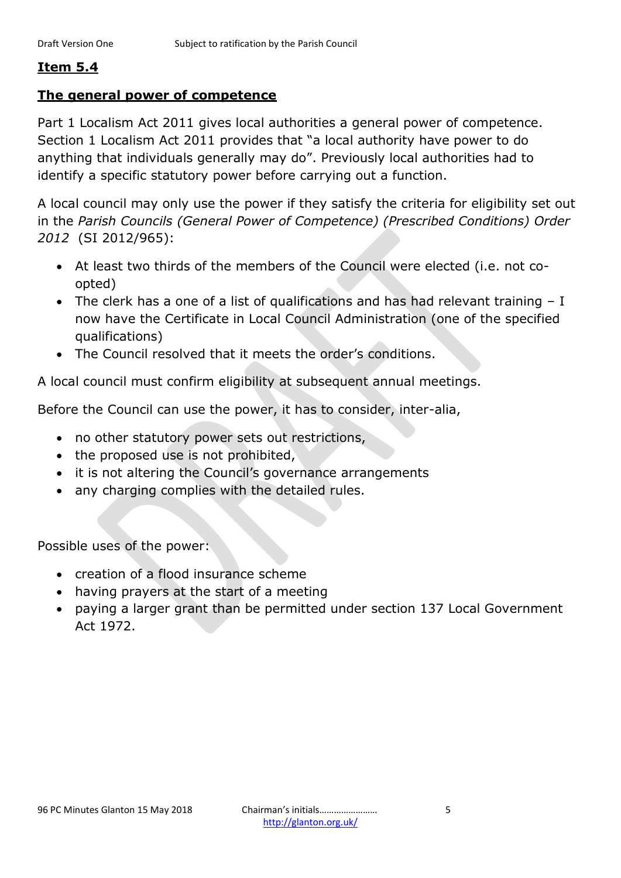## Item 5.4

## The general power of competence

Part 1 Localism Act 2011 gives local authorities a general power of competence. Section 1 Localism Act 2011 provides that "a local authority have power to do anything that individuals generally may do". Previously local authorities had to identify a specific statutory power before carrying out a function.

A local council may only use the power if they satisfy the criteria for eligibility set out in the *Parish Councils (General Power of Competence) (Prescribed Conditions) Order 2012* (SI 2012/965):

- At least two thirds of the members of the Council were elected (i.e. not co-opted)
- The clerk has a one of a list of qualifications and has had relevant training – I now have the Certificate in Local Council Administration (one of the specified qualifications)
- The Council resolved that it meets the order's conditions.

A local council must confirm eligibility at subsequent annual meetings.

Before the Council can use the power, it has to consider, inter-alia,

- no other statutory power sets out restrictions,
- the proposed use is not prohibited,
- it is not altering the Council's governance arrangements
- any charging complies with the detailed rules.

Possible uses of the power:

- creation of a flood insurance scheme
- having prayers at the start of a meeting
- paying a larger grant than be permitted under section 137 Local Government Act 1972.